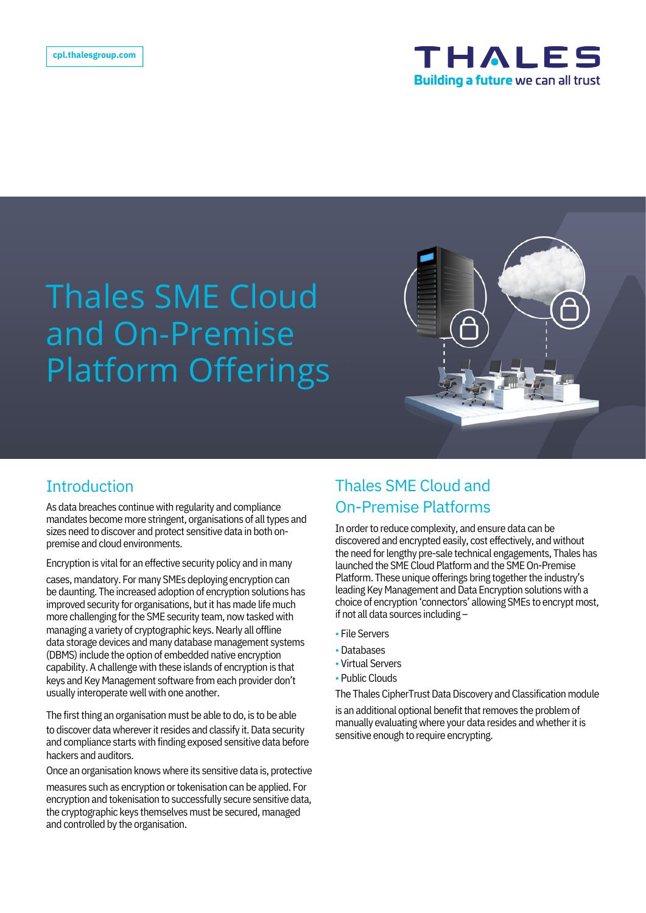cpl.thalesgroup.com

# Thales SME Cloud and On-Premise Platform Offerings

## Introduction

As data breaches continue with regularity and compliance mandates become more stringent, organisations of all types and sizes need to discover and protect sensitive data in both on-premise and cloud environments.

Encryption is vital for an effective security policy and in many cases, mandatory. For many SMEs deploying encryption can be daunting. The increased adoption of encryption solutions has improved security for organisations, but it has made life much more challenging for the SME security team, now tasked with managing a variety of cryptographic keys. Nearly all offline data storage devices and many database management systems (DBMS) include the option of embedded native encryption capability. A challenge with these islands of encryption is that keys and Key Management software from each provider don't usually interoperate well with one another.

The first thing an organisation must be able to do, is to be able to discover data wherever it resides and classify it. Data security and compliance starts with finding exposed sensitive data before hackers and auditors.

Once an organisation knows where its sensitive data is, protective measures such as encryption or tokenisation can be applied. For encryption and tokenisation to successfully secure sensitive data, the cryptographic keys themselves must be secured, managed and controlled by the organisation.

## Thales SME Cloud and On-Premise Platforms

In order to reduce complexity, and ensure data can be discovered and encrypted easily, cost effectively, and without the need for lengthy pre-sale technical engagements, Thales has launched the SME Cloud Platform and the SME On-Premise Platform. These unique offerings bring together the industry's leading Key Management and Data Encryption solutions with a choice of encryption 'connectors' allowing SMEs to encrypt most, if not all data sources including –

- File Servers
- Databases
- Virtual Servers
- Public Clouds

The Thales CipherTrust Data Discovery and Classification module is an additional optional benefit that removes the problem of manually evaluating where your data resides and whether it is sensitive enough to require encrypting.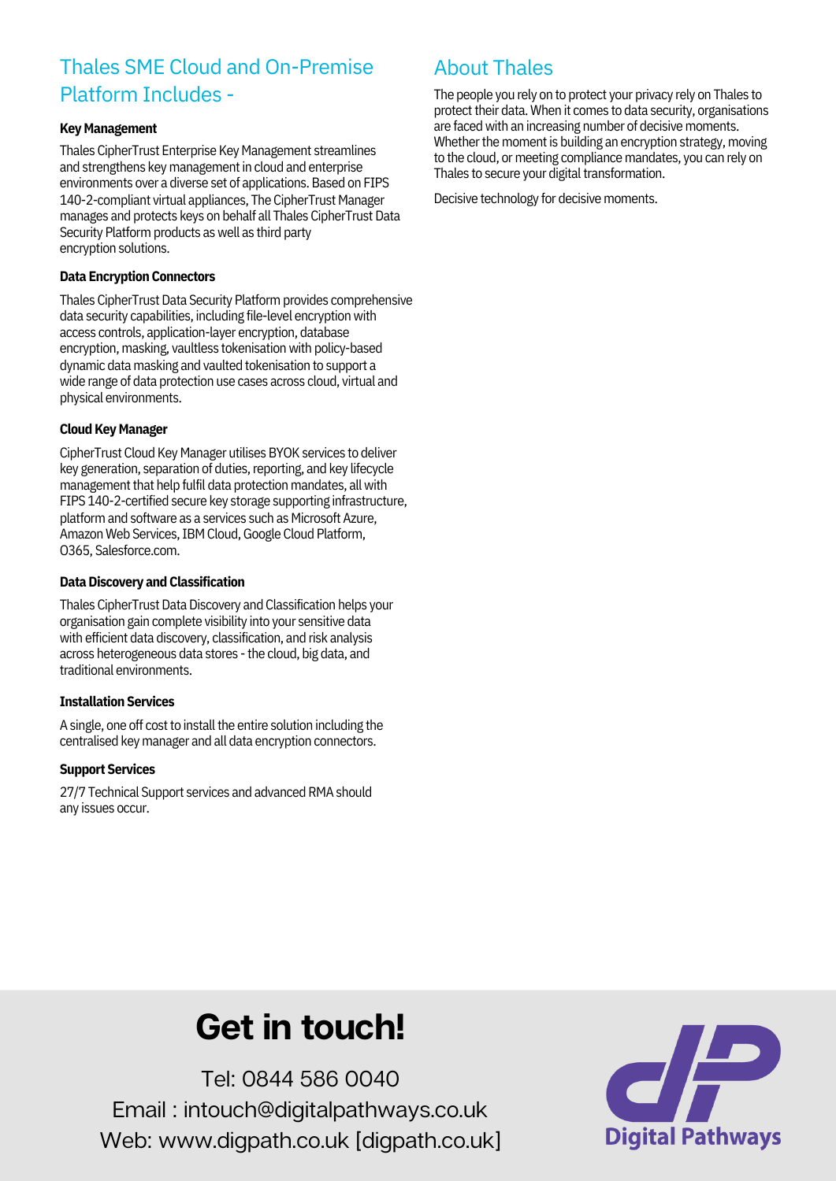## Thales SME Cloud and On-Premise Platform Includes -

**Key Management**

Thales CipherTrust Enterprise Key Management streamlines and strengthens key management in cloud and enterprise environments over a diverse set of applications. Based on FIPS 140-2-compliant virtual appliances, The CipherTrust Manager manages and protects keys on behalf all Thales CipherTrust Data Security Platform products as well as third party encryption solutions.

**Data Encryption Connectors**

Thales CipherTrust Data Security Platform provides comprehensive data security capabilities, including file-level encryption with access controls, application-layer encryption, database encryption, masking, vaultless tokenisation with policy-based dynamic data masking and vaulted tokenisation to support a wide range of data protection use cases across cloud, virtual and physical environments.

**Cloud Key Manager**

CipherTrust Cloud Key Manager utilises BYOK services to deliver key generation, separation of duties, reporting, and key lifecycle management that help fulfil data protection mandates, all with FIPS 140-2-certified secure key storage supporting infrastructure, platform and software as a services such as Microsoft Azure, Amazon Web Services, IBM Cloud, Google Cloud Platform, O365, Salesforce.com.

**Data Discovery and Classification**

Thales CipherTrust Data Discovery and Classification helps your organisation gain complete visibility into your sensitive data with efficient data discovery, classification, and risk analysis across heterogeneous data stores - the cloud, big data, and traditional environments.

**Installation Services**

A single, one off cost to install the entire solution including the centralised key manager and all data encryption connectors.

**Support Services**

27/7 Technical Support services and advanced RMA should any issues occur.

## About Thales

The people you rely on to protect your privacy rely on Thales to protect their data. When it comes to data security, organisations are faced with an increasing number of decisive moments. Whether the moment is building an encryption strategy, moving to the cloud, or meeting compliance mandates, you can rely on Thales to secure your digital transformation.

Decisive technology for decisive moments.

# Get in touch!

Tel: 0844 586 0040

Email : intouch@digitalpathways.co.uk

Web: www.digpath.co.uk [digpath.co.uk]

Digital Pathways